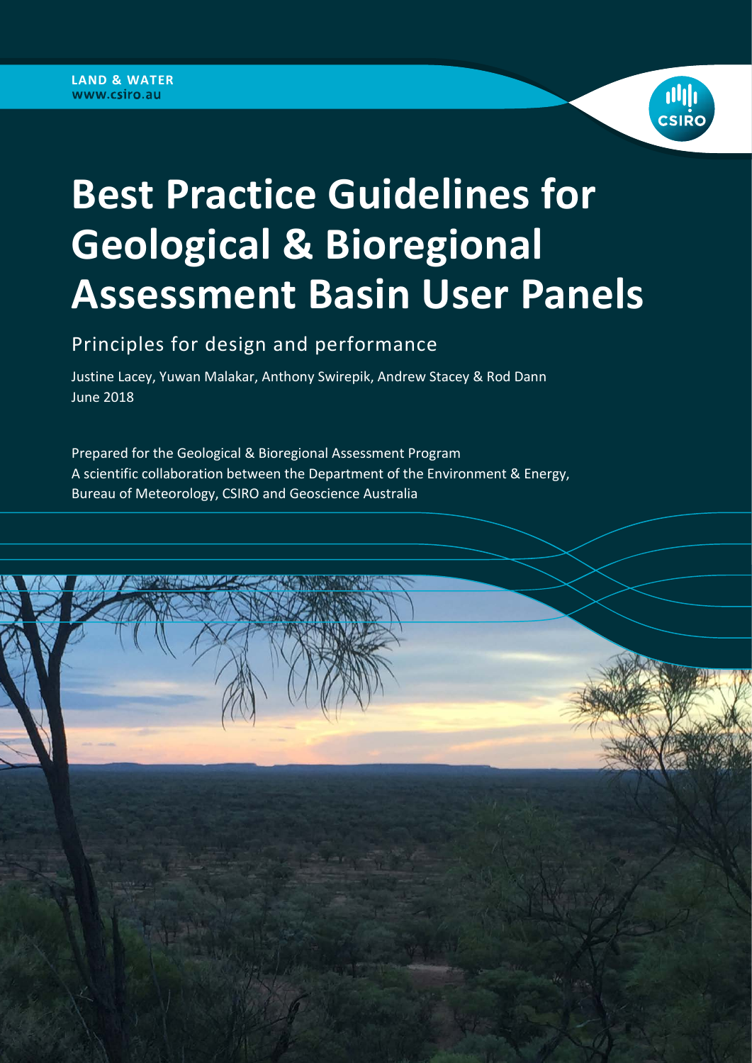LAND & WATER
www.csiro.au

# Best Practice Guidelines for Geological & Bioregional Assessment Basin User Panels

## Principles for design and performance

Justine Lacey, Yuwan Malakar, Anthony Swirepik, Andrew Stacey & Rod Dann
June 2018

Prepared for the Geological & Bioregional Assessment Program
A scientific collaboration between the Department of the Environment & Energy, Bureau of Meteorology, CSIRO and Geoscience Australia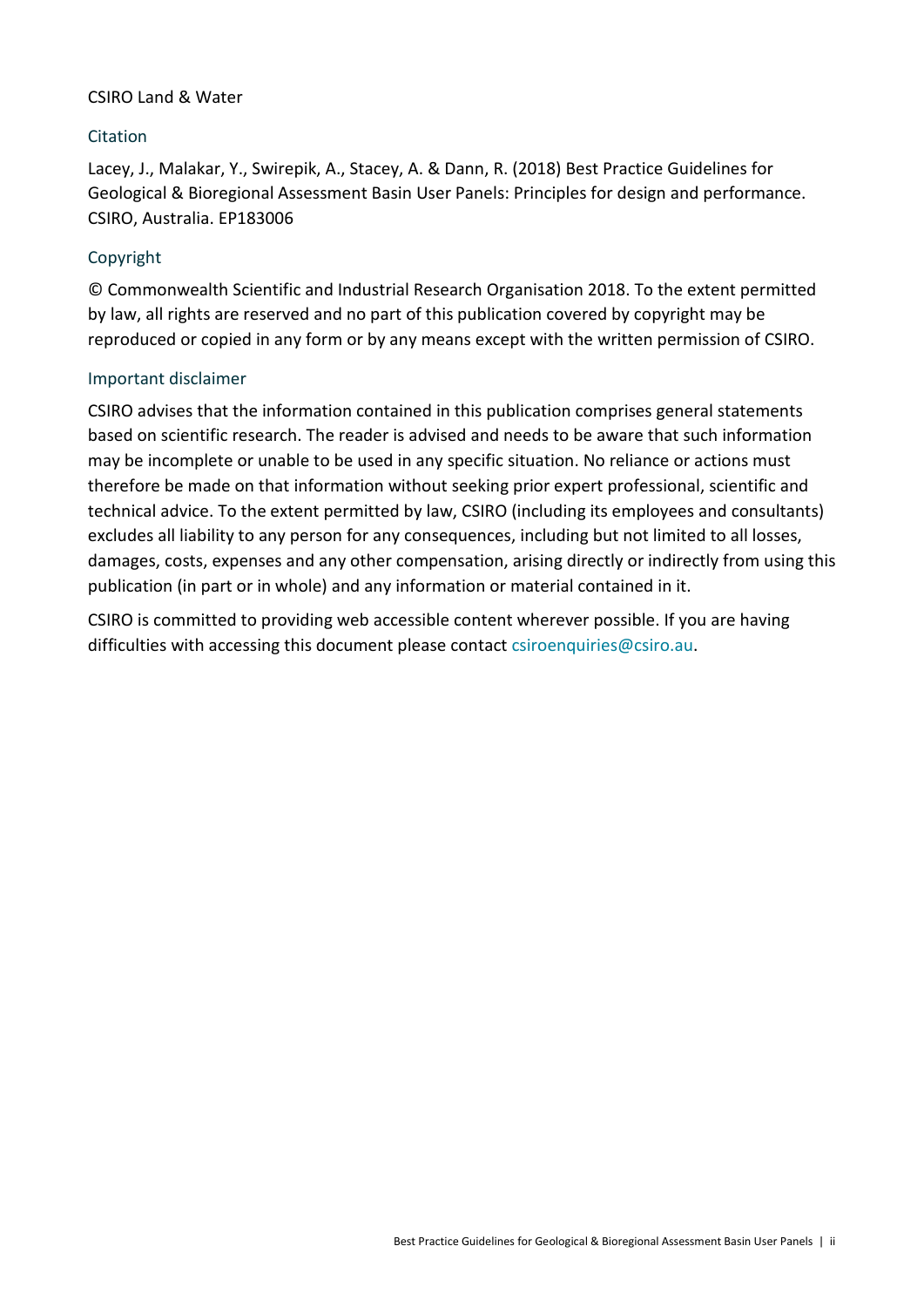CSIRO Land & Water

## Citation

Lacey, J., Malakar, Y., Swirepik, A., Stacey, A. & Dann, R. (2018) Best Practice Guidelines for Geological & Bioregional Assessment Basin User Panels: Principles for design and performance. CSIRO, Australia. EP183006

## Copyright

© Commonwealth Scientific and Industrial Research Organisation 2018. To the extent permitted by law, all rights are reserved and no part of this publication covered by copyright may be reproduced or copied in any form or by any means except with the written permission of CSIRO.

## Important disclaimer

CSIRO advises that the information contained in this publication comprises general statements based on scientific research. The reader is advised and needs to be aware that such information may be incomplete or unable to be used in any specific situation. No reliance or actions must therefore be made on that information without seeking prior expert professional, scientific and technical advice. To the extent permitted by law, CSIRO (including its employees and consultants) excludes all liability to any person for any consequences, including but not limited to all losses, damages, costs, expenses and any other compensation, arising directly or indirectly from using this publication (in part or in whole) and any information or material contained in it.

CSIRO is committed to providing web accessible content wherever possible. If you are having difficulties with accessing this document please contact csiroenquiries@csiro.au.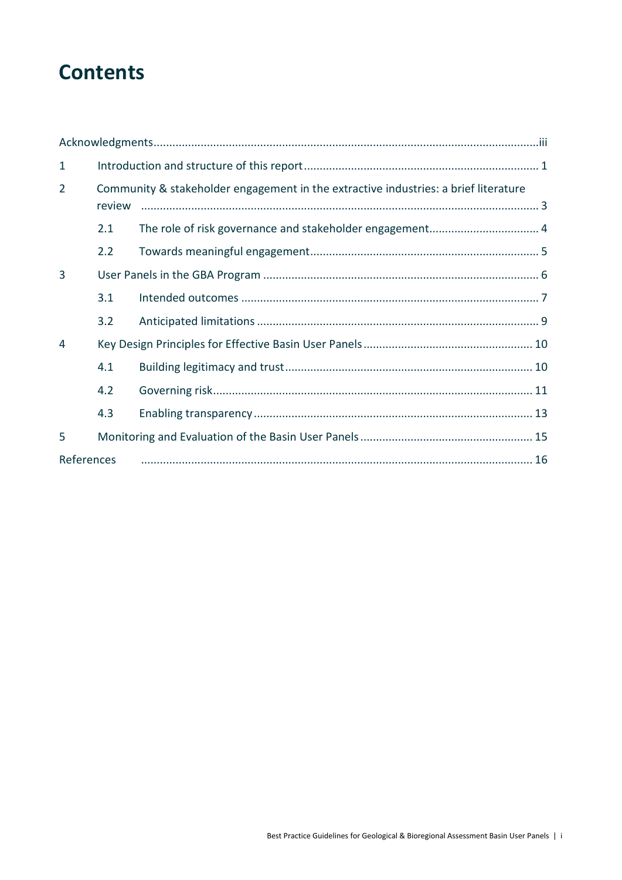# Contents

Acknowledgments......iii

1 Introduction and structure of this report......1

2 Community & stakeholder engagement in the extractive industries: a brief literature review......3

2.1 The role of risk governance and stakeholder engagement......4

2.2 Towards meaningful engagement......5

3 User Panels in the GBA Program......6

3.1 Intended outcomes......7

3.2 Anticipated limitations......9

4 Key Design Principles for Effective Basin User Panels......10

4.1 Building legitimacy and trust......10

4.2 Governing risk......11

4.3 Enabling transparency......13

5 Monitoring and Evaluation of the Basin User Panels......15

References......16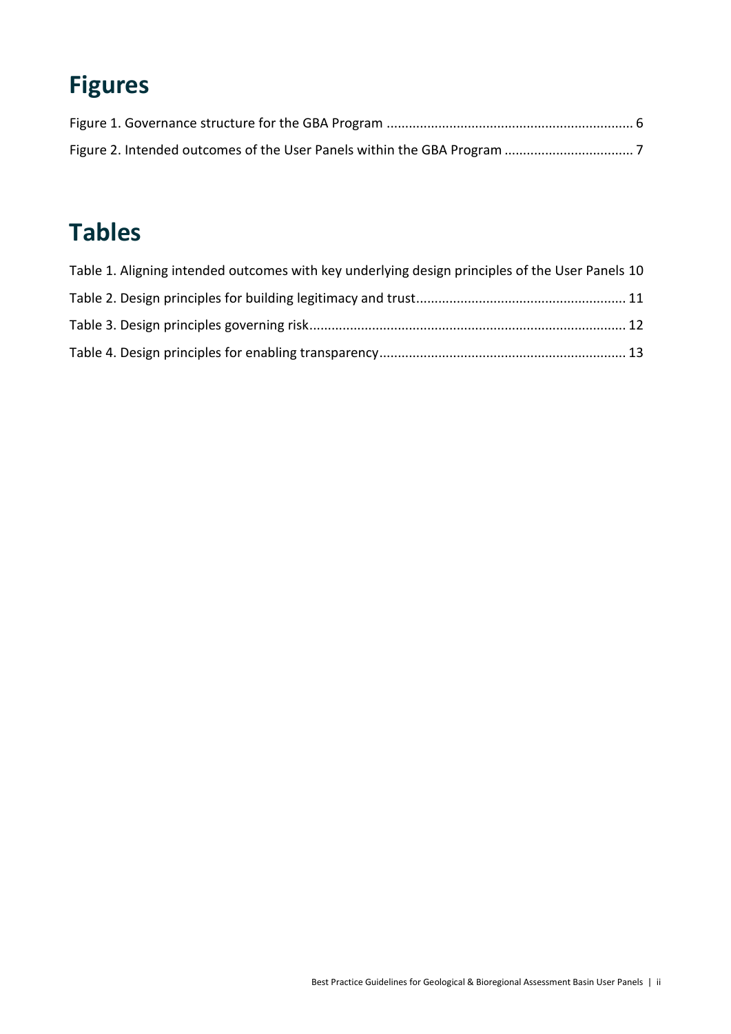# Figures

Figure 1. Governance structure for the GBA Program ............................................................... 6

Figure 2. Intended outcomes of the User Panels within the GBA Program ................................ 7

# Tables

Table 1. Aligning intended outcomes with key underlying design principles of the User Panels 10

Table 2. Design principles for building legitimacy and trust....................................................... 11

Table 3. Design principles governing risk.................................................................................... 12

Table 4. Design principles for enabling transparency................................................................. 13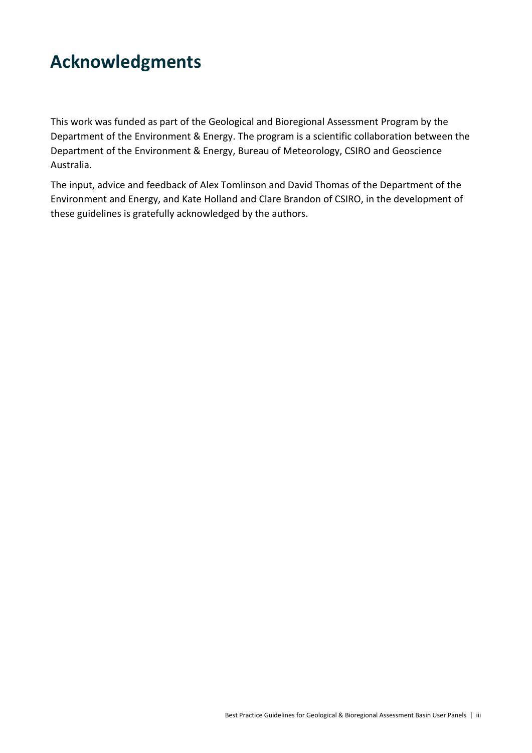# Acknowledgments

This work was funded as part of the Geological and Bioregional Assessment Program by the Department of the Environment & Energy. The program is a scientific collaboration between the Department of the Environment & Energy, Bureau of Meteorology, CSIRO and Geoscience Australia.

The input, advice and feedback of Alex Tomlinson and David Thomas of the Department of the Environment and Energy, and Kate Holland and Clare Brandon of CSIRO, in the development of these guidelines is gratefully acknowledged by the authors.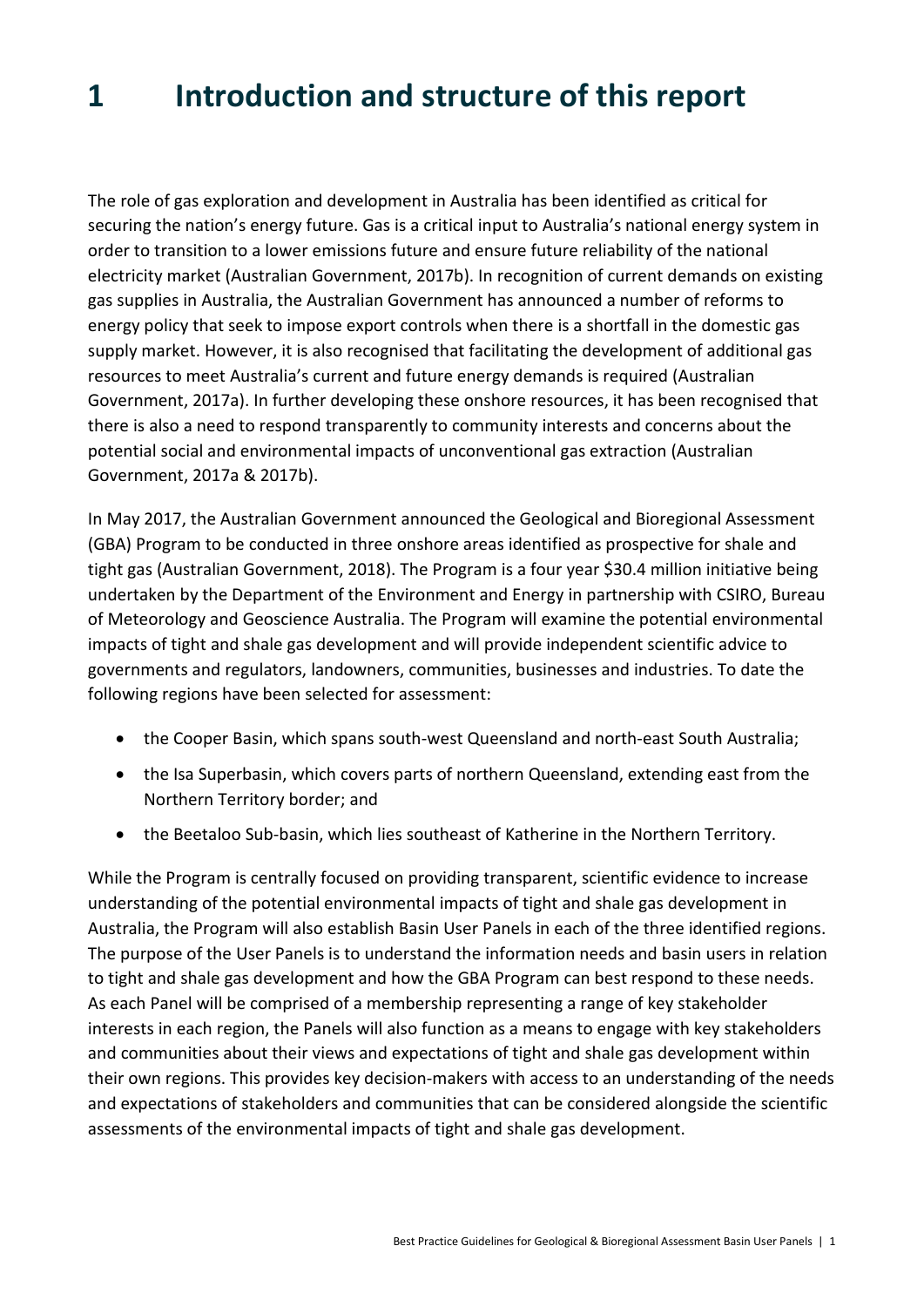# 1 Introduction and structure of this report

The role of gas exploration and development in Australia has been identified as critical for securing the nation's energy future. Gas is a critical input to Australia's national energy system in order to transition to a lower emissions future and ensure future reliability of the national electricity market (Australian Government, 2017b). In recognition of current demands on existing gas supplies in Australia, the Australian Government has announced a number of reforms to energy policy that seek to impose export controls when there is a shortfall in the domestic gas supply market. However, it is also recognised that facilitating the development of additional gas resources to meet Australia's current and future energy demands is required (Australian Government, 2017a). In further developing these onshore resources, it has been recognised that there is also a need to respond transparently to community interests and concerns about the potential social and environmental impacts of unconventional gas extraction (Australian Government, 2017a & 2017b).

In May 2017, the Australian Government announced the Geological and Bioregional Assessment (GBA) Program to be conducted in three onshore areas identified as prospective for shale and tight gas (Australian Government, 2018). The Program is a four year $30.4 million initiative being undertaken by the Department of the Environment and Energy in partnership with CSIRO, Bureau of Meteorology and Geoscience Australia. The Program will examine the potential environmental impacts of tight and shale gas development and will provide independent scientific advice to governments and regulators, landowners, communities, businesses and industries. To date the following regions have been selected for assessment:

- the Cooper Basin, which spans south-west Queensland and north-east South Australia;
- the Isa Superbasin, which covers parts of northern Queensland, extending east from the Northern Territory border; and
- the Beetaloo Sub-basin, which lies southeast of Katherine in the Northern Territory.

While the Program is centrally focused on providing transparent, scientific evidence to increase understanding of the potential environmental impacts of tight and shale gas development in Australia, the Program will also establish Basin User Panels in each of the three identified regions. The purpose of the User Panels is to understand the information needs and basin users in relation to tight and shale gas development and how the GBA Program can best respond to these needs. As each Panel will be comprised of a membership representing a range of key stakeholder interests in each region, the Panels will also function as a means to engage with key stakeholders and communities about their views and expectations of tight and shale gas development within their own regions. This provides key decision-makers with access to an understanding of the needs and expectations of stakeholders and communities that can be considered alongside the scientific assessments of the environmental impacts of tight and shale gas development.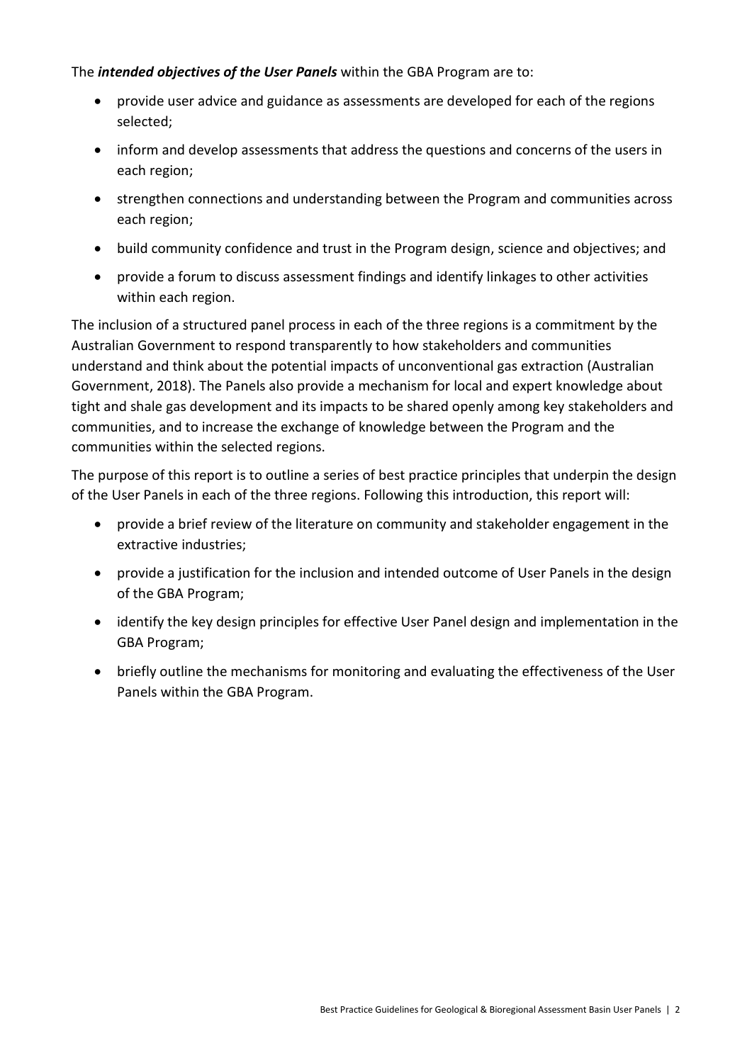The ***intended objectives of the User Panels*** within the GBA Program are to:

- provide user advice and guidance as assessments are developed for each of the regions selected;
- inform and develop assessments that address the questions and concerns of the users in each region;
- strengthen connections and understanding between the Program and communities across each region;
- build community confidence and trust in the Program design, science and objectives; and
- provide a forum to discuss assessment findings and identify linkages to other activities within each region.

The inclusion of a structured panel process in each of the three regions is a commitment by the Australian Government to respond transparently to how stakeholders and communities understand and think about the potential impacts of unconventional gas extraction (Australian Government, 2018). The Panels also provide a mechanism for local and expert knowledge about tight and shale gas development and its impacts to be shared openly among key stakeholders and communities, and to increase the exchange of knowledge between the Program and the communities within the selected regions.

The purpose of this report is to outline a series of best practice principles that underpin the design of the User Panels in each of the three regions. Following this introduction, this report will:

- provide a brief review of the literature on community and stakeholder engagement in the extractive industries;
- provide a justification for the inclusion and intended outcome of User Panels in the design of the GBA Program;
- identify the key design principles for effective User Panel design and implementation in the GBA Program;
- briefly outline the mechanisms for monitoring and evaluating the effectiveness of the User Panels within the GBA Program.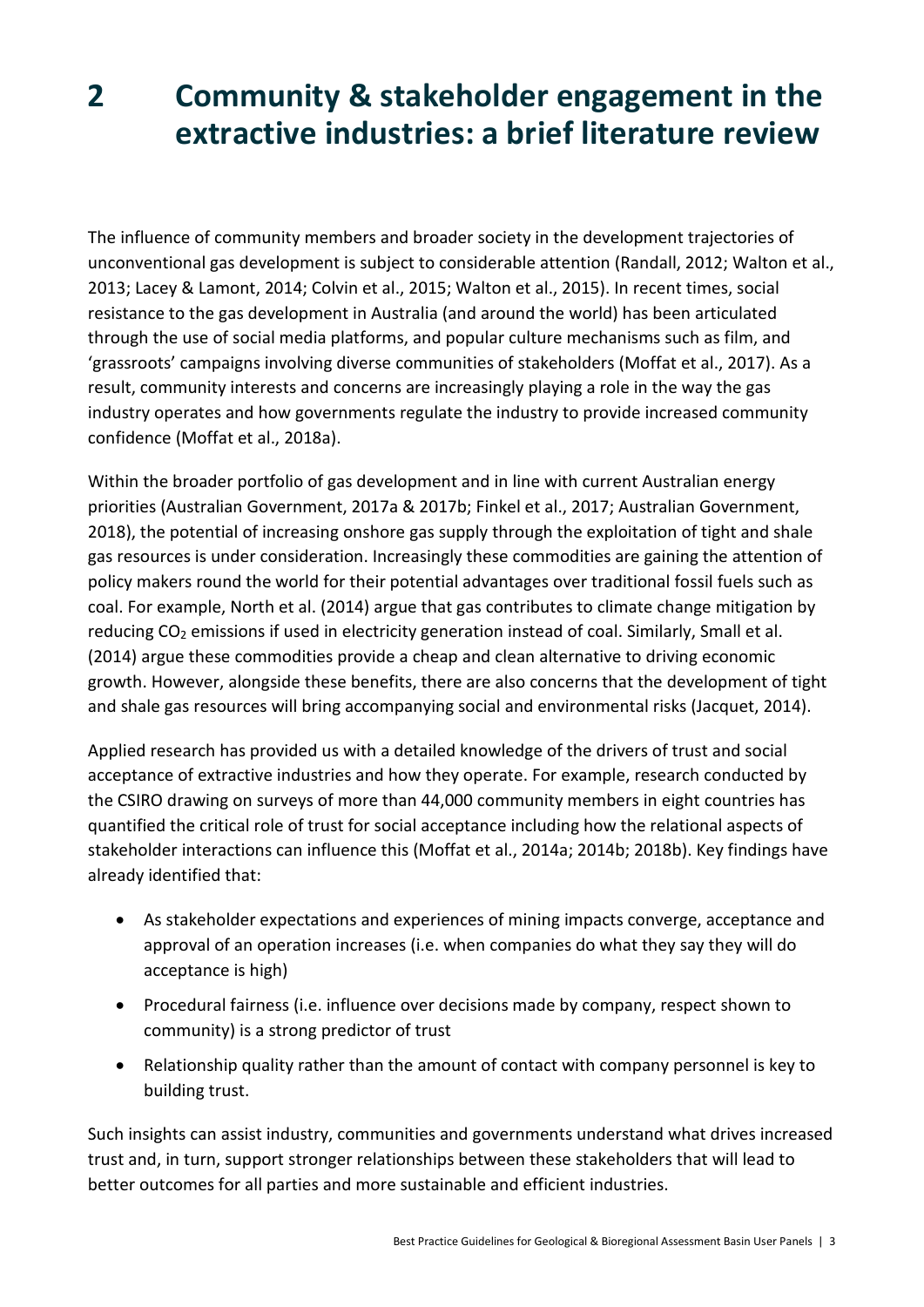# 2 Community & stakeholder engagement in the extractive industries: a brief literature review

The influence of community members and broader society in the development trajectories of unconventional gas development is subject to considerable attention (Randall, 2012; Walton et al., 2013; Lacey & Lamont, 2014; Colvin et al., 2015; Walton et al., 2015). In recent times, social resistance to the gas development in Australia (and around the world) has been articulated through the use of social media platforms, and popular culture mechanisms such as film, and 'grassroots' campaigns involving diverse communities of stakeholders (Moffat et al., 2017). As a result, community interests and concerns are increasingly playing a role in the way the gas industry operates and how governments regulate the industry to provide increased community confidence (Moffat et al., 2018a).

Within the broader portfolio of gas development and in line with current Australian energy priorities (Australian Government, 2017a & 2017b; Finkel et al., 2017; Australian Government, 2018), the potential of increasing onshore gas supply through the exploitation of tight and shale gas resources is under consideration. Increasingly these commodities are gaining the attention of policy makers round the world for their potential advantages over traditional fossil fuels such as coal. For example, North et al. (2014) argue that gas contributes to climate change mitigation by reducing $CO_2$ emissions if used in electricity generation instead of coal. Similarly, Small et al. (2014) argue these commodities provide a cheap and clean alternative to driving economic growth. However, alongside these benefits, there are also concerns that the development of tight and shale gas resources will bring accompanying social and environmental risks (Jacquet, 2014).

Applied research has provided us with a detailed knowledge of the drivers of trust and social acceptance of extractive industries and how they operate. For example, research conducted by the CSIRO drawing on surveys of more than 44,000 community members in eight countries has quantified the critical role of trust for social acceptance including how the relational aspects of stakeholder interactions can influence this (Moffat et al., 2014a; 2014b; 2018b). Key findings have already identified that:

- As stakeholder expectations and experiences of mining impacts converge, acceptance and approval of an operation increases (i.e. when companies do what they say they will do acceptance is high)
- Procedural fairness (i.e. influence over decisions made by company, respect shown to community) is a strong predictor of trust
- Relationship quality rather than the amount of contact with company personnel is key to building trust.

Such insights can assist industry, communities and governments understand what drives increased trust and, in turn, support stronger relationships between these stakeholders that will lead to better outcomes for all parties and more sustainable and efficient industries.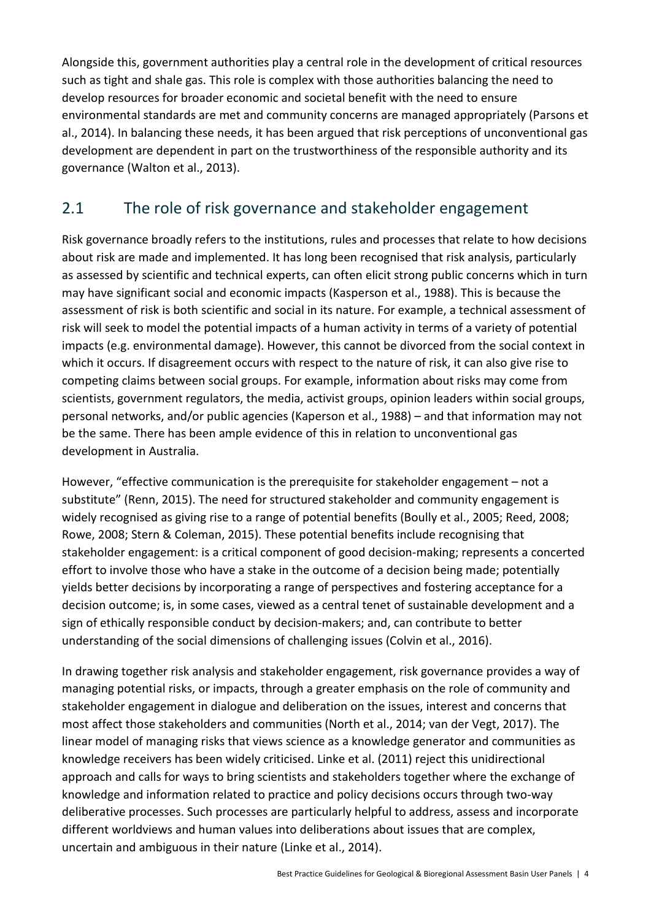Alongside this, government authorities play a central role in the development of critical resources such as tight and shale gas. This role is complex with those authorities balancing the need to develop resources for broader economic and societal benefit with the need to ensure environmental standards are met and community concerns are managed appropriately (Parsons et al., 2014). In balancing these needs, it has been argued that risk perceptions of unconventional gas development are dependent in part on the trustworthiness of the responsible authority and its governance (Walton et al., 2013).

## 2.1 The role of risk governance and stakeholder engagement

Risk governance broadly refers to the institutions, rules and processes that relate to how decisions about risk are made and implemented. It has long been recognised that risk analysis, particularly as assessed by scientific and technical experts, can often elicit strong public concerns which in turn may have significant social and economic impacts (Kasperson et al., 1988). This is because the assessment of risk is both scientific and social in its nature. For example, a technical assessment of risk will seek to model the potential impacts of a human activity in terms of a variety of potential impacts (e.g. environmental damage). However, this cannot be divorced from the social context in which it occurs. If disagreement occurs with respect to the nature of risk, it can also give rise to competing claims between social groups. For example, information about risks may come from scientists, government regulators, the media, activist groups, opinion leaders within social groups, personal networks, and/or public agencies (Kaperson et al., 1988) – and that information may not be the same. There has been ample evidence of this in relation to unconventional gas development in Australia.

However, "effective communication is the prerequisite for stakeholder engagement – not a substitute" (Renn, 2015). The need for structured stakeholder and community engagement is widely recognised as giving rise to a range of potential benefits (Boully et al., 2005; Reed, 2008; Rowe, 2008; Stern & Coleman, 2015). These potential benefits include recognising that stakeholder engagement: is a critical component of good decision-making; represents a concerted effort to involve those who have a stake in the outcome of a decision being made; potentially yields better decisions by incorporating a range of perspectives and fostering acceptance for a decision outcome; is, in some cases, viewed as a central tenet of sustainable development and a sign of ethically responsible conduct by decision-makers; and, can contribute to better understanding of the social dimensions of challenging issues (Colvin et al., 2016).

In drawing together risk analysis and stakeholder engagement, risk governance provides a way of managing potential risks, or impacts, through a greater emphasis on the role of community and stakeholder engagement in dialogue and deliberation on the issues, interest and concerns that most affect those stakeholders and communities (North et al., 2014; van der Vegt, 2017). The linear model of managing risks that views science as a knowledge generator and communities as knowledge receivers has been widely criticised. Linke et al. (2011) reject this unidirectional approach and calls for ways to bring scientists and stakeholders together where the exchange of knowledge and information related to practice and policy decisions occurs through two-way deliberative processes. Such processes are particularly helpful to address, assess and incorporate different worldviews and human values into deliberations about issues that are complex, uncertain and ambiguous in their nature (Linke et al., 2014).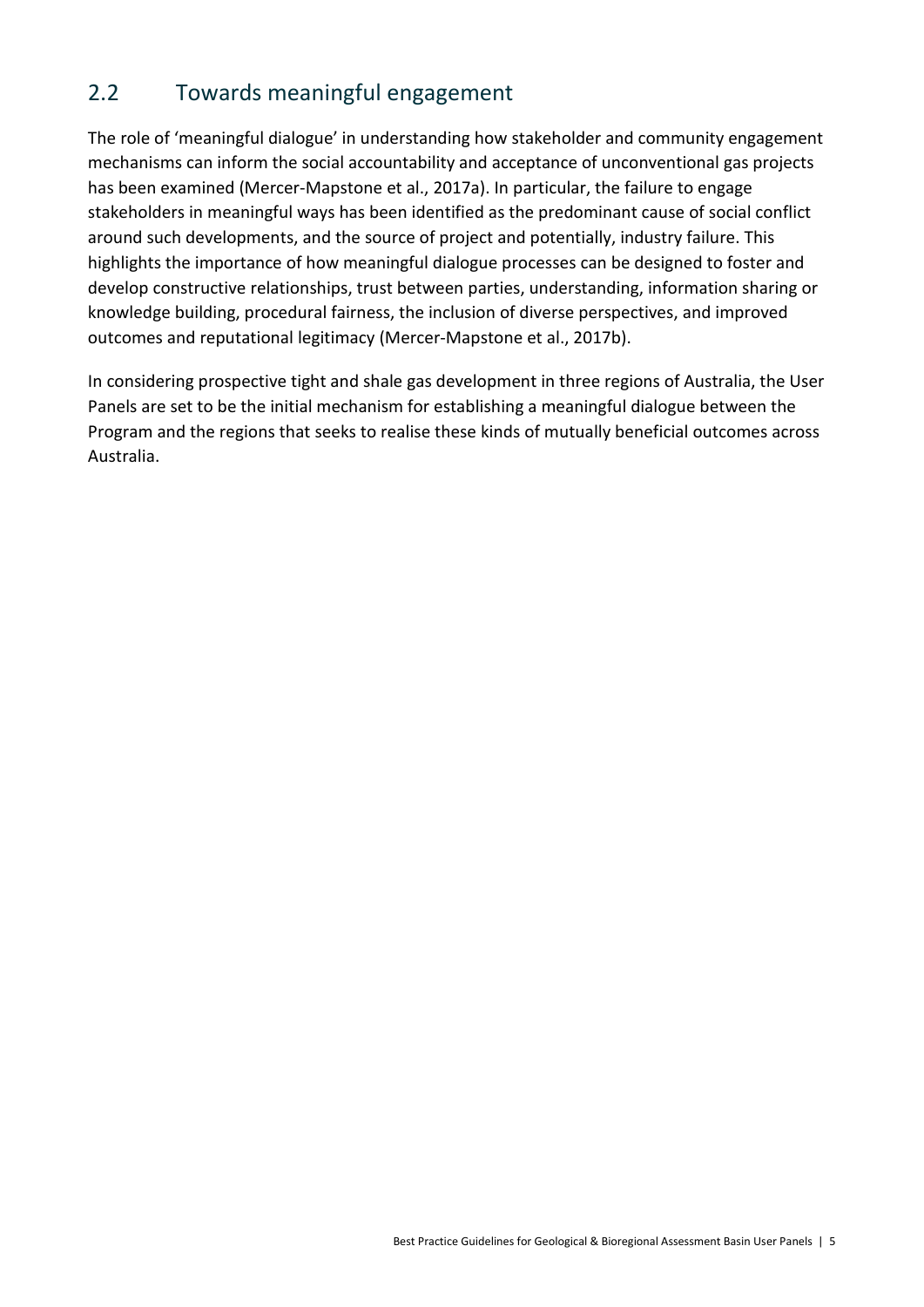## 2.2 Towards meaningful engagement

The role of 'meaningful dialogue' in understanding how stakeholder and community engagement mechanisms can inform the social accountability and acceptance of unconventional gas projects has been examined (Mercer-Mapstone et al., 2017a). In particular, the failure to engage stakeholders in meaningful ways has been identified as the predominant cause of social conflict around such developments, and the source of project and potentially, industry failure. This highlights the importance of how meaningful dialogue processes can be designed to foster and develop constructive relationships, trust between parties, understanding, information sharing or knowledge building, procedural fairness, the inclusion of diverse perspectives, and improved outcomes and reputational legitimacy (Mercer-Mapstone et al., 2017b).

In considering prospective tight and shale gas development in three regions of Australia, the User Panels are set to be the initial mechanism for establishing a meaningful dialogue between the Program and the regions that seeks to realise these kinds of mutually beneficial outcomes across Australia.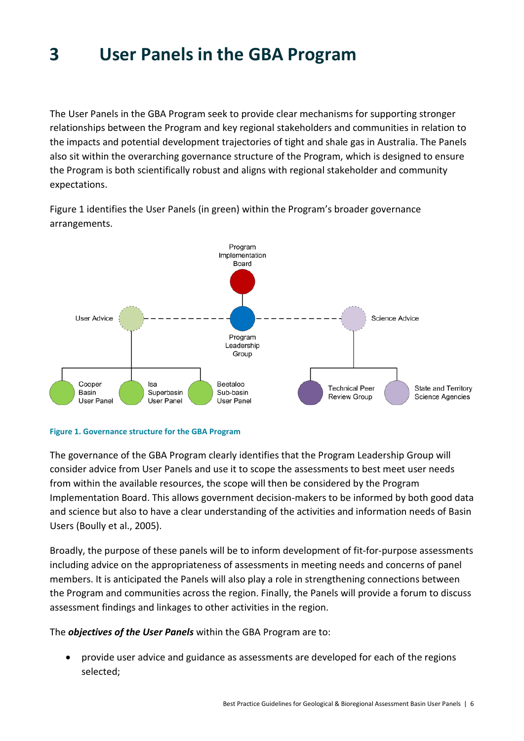# 3 User Panels in the GBA Program

The User Panels in the GBA Program seek to provide clear mechanisms for supporting stronger relationships between the Program and key regional stakeholders and communities in relation to the impacts and potential development trajectories of tight and shale gas in Australia. The Panels also sit within the overarching governance structure of the Program, which is designed to ensure the Program is both scientifically robust and aligns with regional stakeholder and community expectations.

Figure 1 identifies the User Panels (in green) within the Program's broader governance arrangements.

**Figure 1. Governance structure for the GBA Program**

The governance of the GBA Program clearly identifies that the Program Leadership Group will consider advice from User Panels and use it to scope the assessments to best meet user needs from within the available resources, the scope will then be considered by the Program Implementation Board. This allows government decision-makers to be informed by both good data and science but also to have a clear understanding of the activities and information needs of Basin Users (Boully et al., 2005).

Broadly, the purpose of these panels will be to inform development of fit-for-purpose assessments including advice on the appropriateness of assessments in meeting needs and concerns of panel members. It is anticipated the Panels will also play a role in strengthening connections between the Program and communities across the region. Finally, the Panels will provide a forum to discuss assessment findings and linkages to other activities in the region.

The ***objectives of the User Panels*** within the GBA Program are to:

- provide user advice and guidance as assessments are developed for each of the regions selected;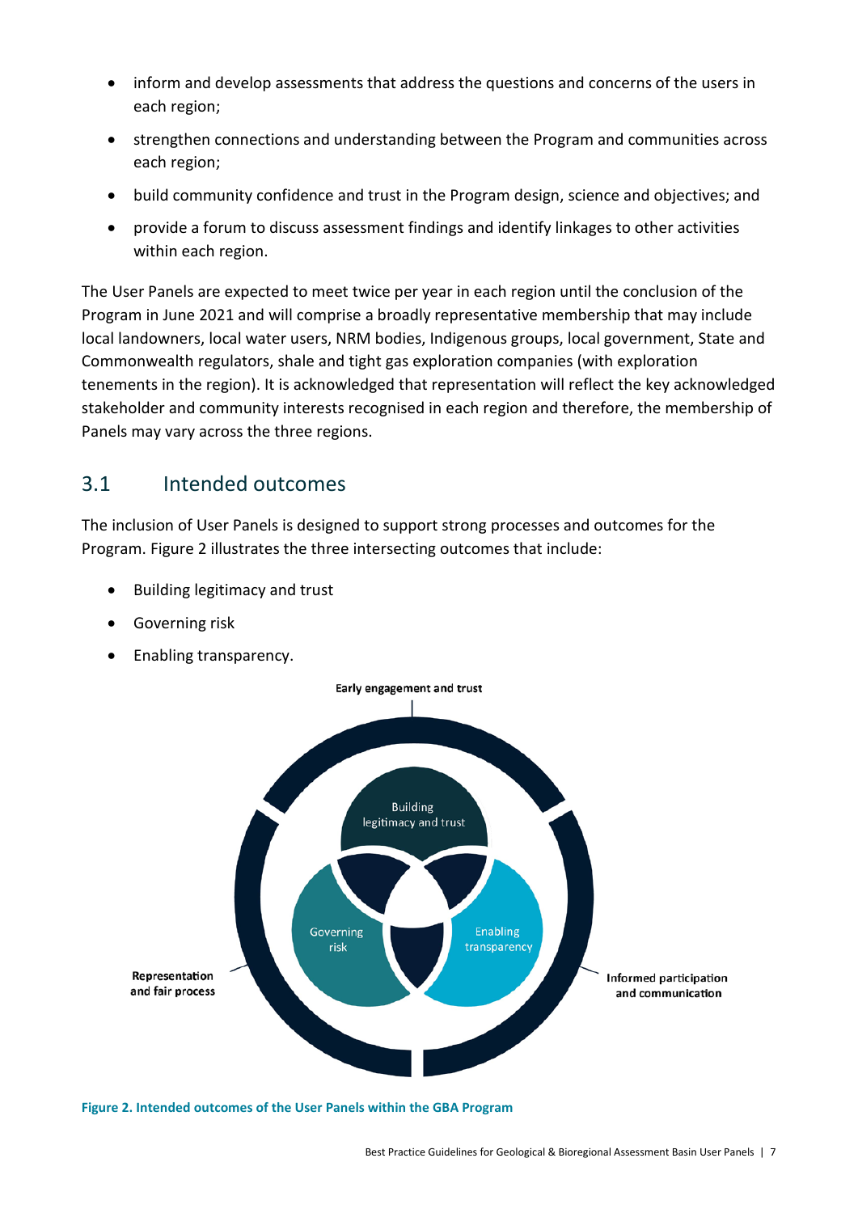- inform and develop assessments that address the questions and concerns of the users in each region;
- strengthen connections and understanding between the Program and communities across each region;
- build community confidence and trust in the Program design, science and objectives; and
- provide a forum to discuss assessment findings and identify linkages to other activities within each region.

The User Panels are expected to meet twice per year in each region until the conclusion of the Program in June 2021 and will comprise a broadly representative membership that may include local landowners, local water users, NRM bodies, Indigenous groups, local government, State and Commonwealth regulators, shale and tight gas exploration companies (with exploration tenements in the region). It is acknowledged that representation will reflect the key acknowledged stakeholder and community interests recognised in each region and therefore, the membership of Panels may vary across the three regions.

## 3.1 Intended outcomes

The inclusion of User Panels is designed to support strong processes and outcomes for the Program. Figure 2 illustrates the three intersecting outcomes that include:

- Building legitimacy and trust
- Governing risk
- Enabling transparency.

Early engagement and trust

Building legitimacy and trust

Governing risk

Enabling transparency

Representation and fair process

Informed participation and communication

**Figure 2. Intended outcomes of the User Panels within the GBA Program**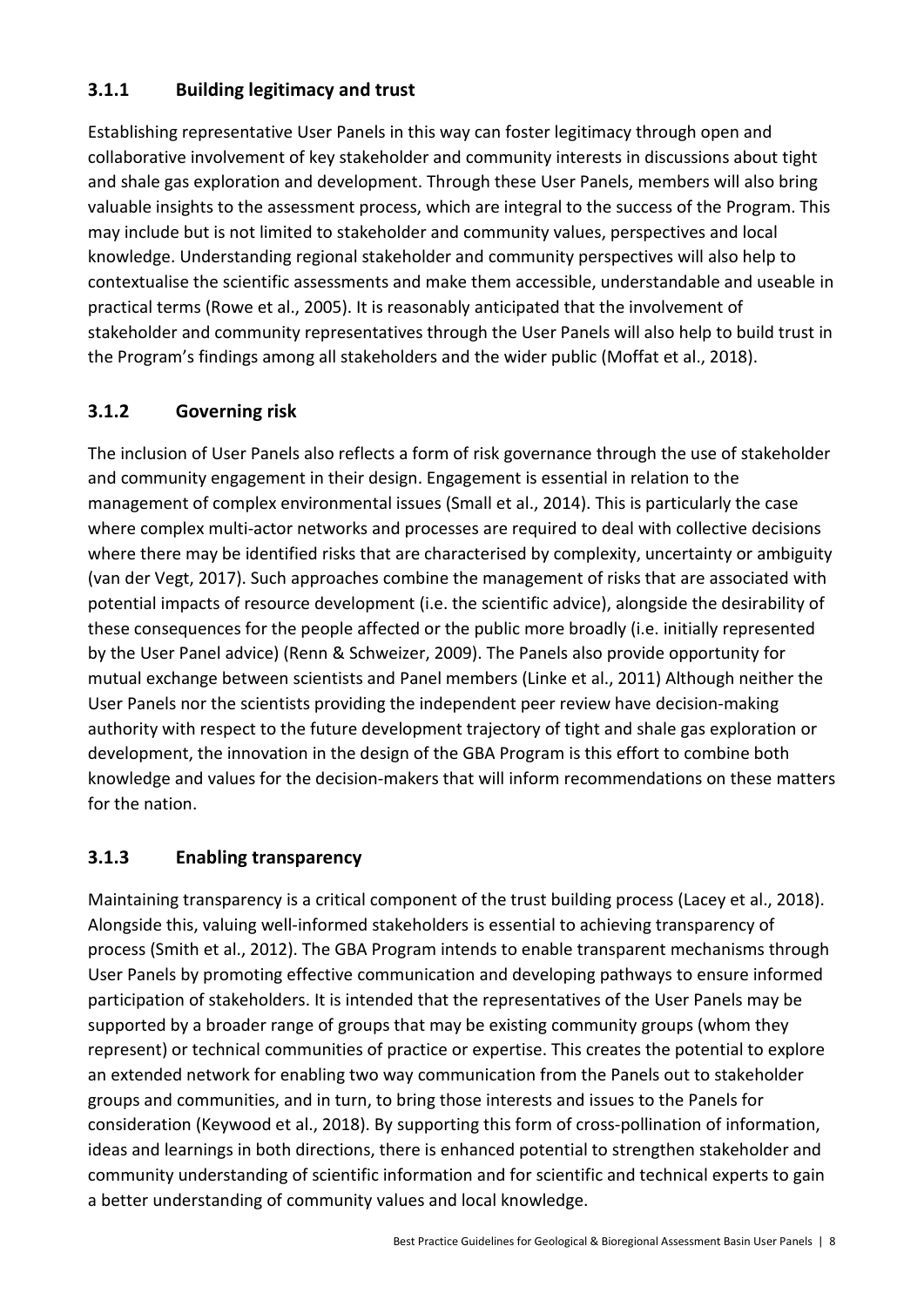### 3.1.1 Building legitimacy and trust

Establishing representative User Panels in this way can foster legitimacy through open and collaborative involvement of key stakeholder and community interests in discussions about tight and shale gas exploration and development. Through these User Panels, members will also bring valuable insights to the assessment process, which are integral to the success of the Program. This may include but is not limited to stakeholder and community values, perspectives and local knowledge. Understanding regional stakeholder and community perspectives will also help to contextualise the scientific assessments and make them accessible, understandable and useable in practical terms (Rowe et al., 2005). It is reasonably anticipated that the involvement of stakeholder and community representatives through the User Panels will also help to build trust in the Program's findings among all stakeholders and the wider public (Moffat et al., 2018).

### 3.1.2 Governing risk

The inclusion of User Panels also reflects a form of risk governance through the use of stakeholder and community engagement in their design. Engagement is essential in relation to the management of complex environmental issues (Small et al., 2014). This is particularly the case where complex multi-actor networks and processes are required to deal with collective decisions where there may be identified risks that are characterised by complexity, uncertainty or ambiguity (van der Vegt, 2017). Such approaches combine the management of risks that are associated with potential impacts of resource development (i.e. the scientific advice), alongside the desirability of these consequences for the people affected or the public more broadly (i.e. initially represented by the User Panel advice) (Renn & Schweizer, 2009). The Panels also provide opportunity for mutual exchange between scientists and Panel members (Linke et al., 2011) Although neither the User Panels nor the scientists providing the independent peer review have decision-making authority with respect to the future development trajectory of tight and shale gas exploration or development, the innovation in the design of the GBA Program is this effort to combine both knowledge and values for the decision-makers that will inform recommendations on these matters for the nation.

### 3.1.3 Enabling transparency

Maintaining transparency is a critical component of the trust building process (Lacey et al., 2018). Alongside this, valuing well-informed stakeholders is essential to achieving transparency of process (Smith et al., 2012). The GBA Program intends to enable transparent mechanisms through User Panels by promoting effective communication and developing pathways to ensure informed participation of stakeholders. It is intended that the representatives of the User Panels may be supported by a broader range of groups that may be existing community groups (whom they represent) or technical communities of practice or expertise. This creates the potential to explore an extended network for enabling two way communication from the Panels out to stakeholder groups and communities, and in turn, to bring those interests and issues to the Panels for consideration (Keywood et al., 2018). By supporting this form of cross-pollination of information, ideas and learnings in both directions, there is enhanced potential to strengthen stakeholder and community understanding of scientific information and for scientific and technical experts to gain a better understanding of community values and local knowledge.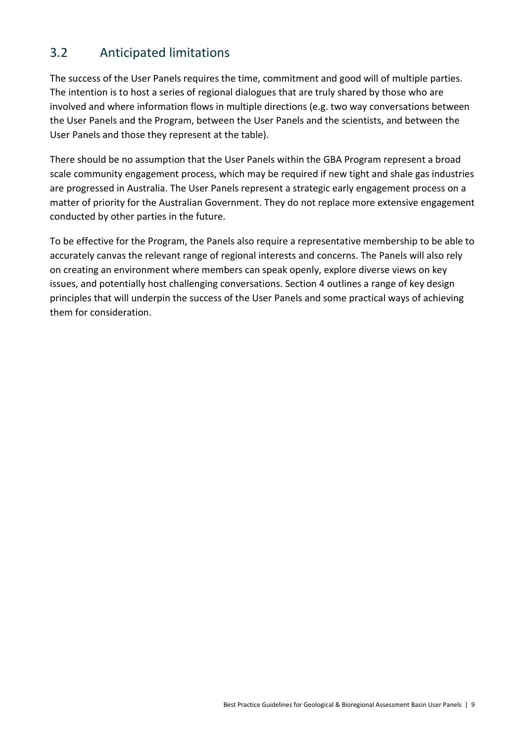## 3.2 Anticipated limitations

The success of the User Panels requires the time, commitment and good will of multiple parties. The intention is to host a series of regional dialogues that are truly shared by those who are involved and where information flows in multiple directions (e.g. two way conversations between the User Panels and the Program, between the User Panels and the scientists, and between the User Panels and those they represent at the table).

There should be no assumption that the User Panels within the GBA Program represent a broad scale community engagement process, which may be required if new tight and shale gas industries are progressed in Australia. The User Panels represent a strategic early engagement process on a matter of priority for the Australian Government. They do not replace more extensive engagement conducted by other parties in the future.

To be effective for the Program, the Panels also require a representative membership to be able to accurately canvas the relevant range of regional interests and concerns. The Panels will also rely on creating an environment where members can speak openly, explore diverse views on key issues, and potentially host challenging conversations. Section 4 outlines a range of key design principles that will underpin the success of the User Panels and some practical ways of achieving them for consideration.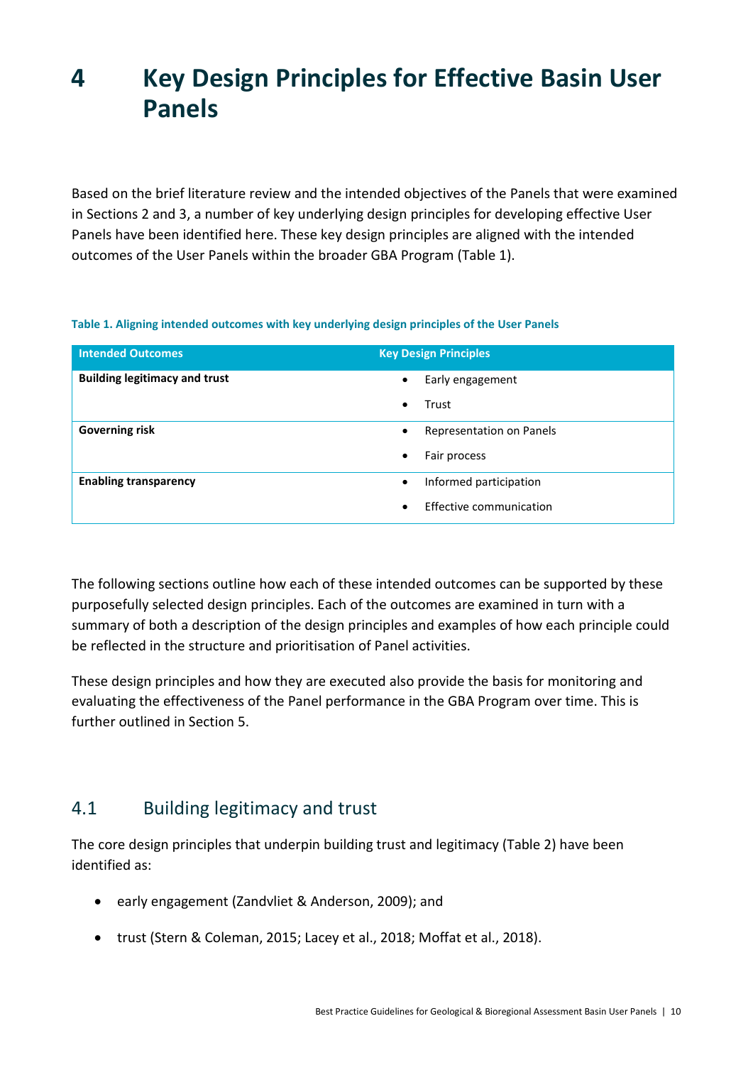# 4 Key Design Principles for Effective Basin User Panels

Based on the brief literature review and the intended objectives of the Panels that were examined in Sections 2 and 3, a number of key underlying design principles for developing effective User Panels have been identified here. These key design principles are aligned with the intended outcomes of the User Panels within the broader GBA Program (Table 1).

**Table 1. Aligning intended outcomes with key underlying design principles of the User Panels**

| Intended Outcomes | Key Design Principles |
|---|---|
| **Building legitimacy and trust** | • Early engagement<br>• Trust |
| **Governing risk** | • Representation on Panels<br>• Fair process |
| **Enabling transparency** | • Informed participation<br>• Effective communication |

The following sections outline how each of these intended outcomes can be supported by these purposefully selected design principles. Each of the outcomes are examined in turn with a summary of both a description of the design principles and examples of how each principle could be reflected in the structure and prioritisation of Panel activities.

These design principles and how they are executed also provide the basis for monitoring and evaluating the effectiveness of the Panel performance in the GBA Program over time. This is further outlined in Section 5.

## 4.1 Building legitimacy and trust

The core design principles that underpin building trust and legitimacy (Table 2) have been identified as:

- early engagement (Zandvliet & Anderson, 2009); and
- trust (Stern & Coleman, 2015; Lacey et al., 2018; Moffat et al., 2018).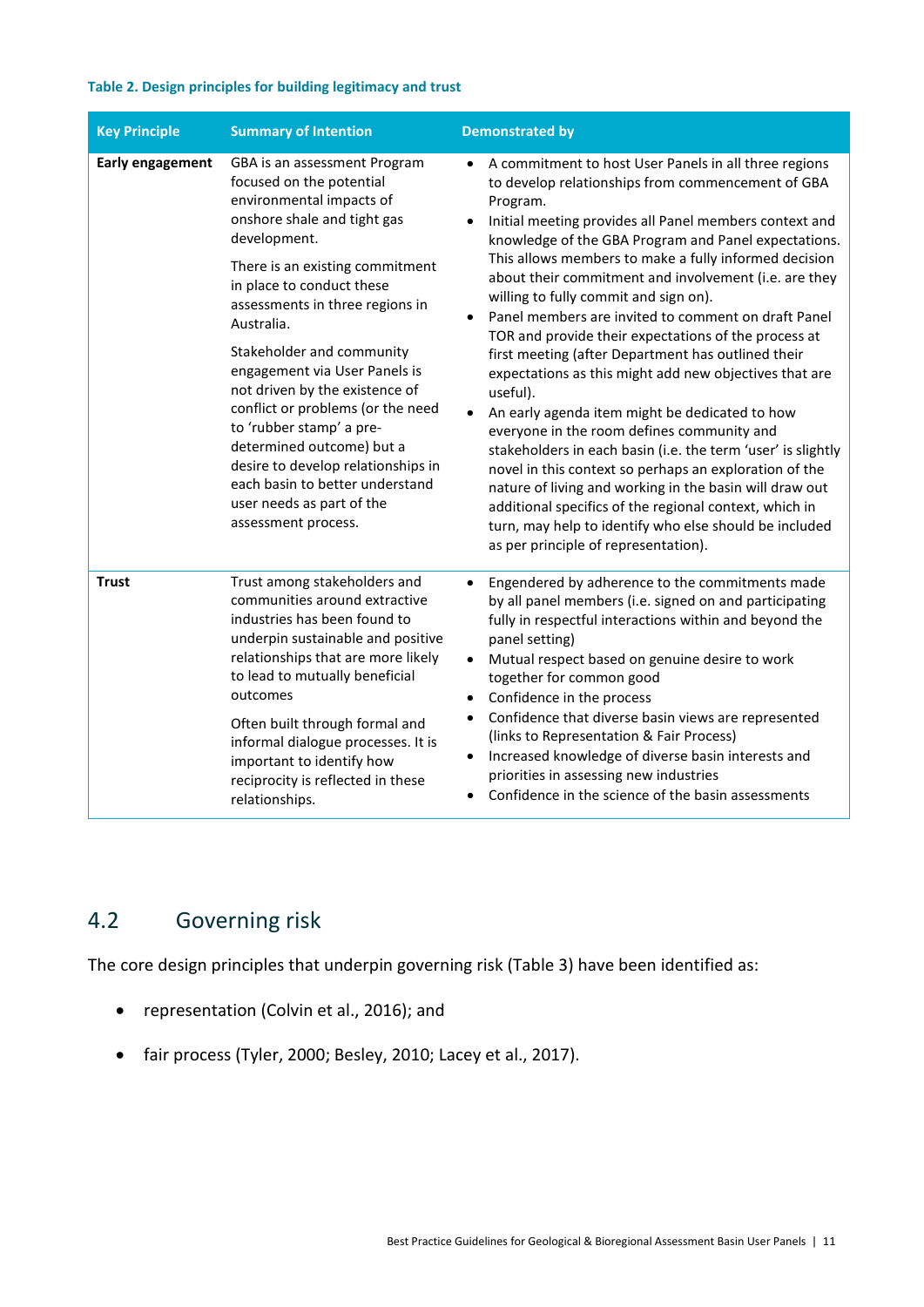**Table 2. Design principles for building legitimacy and trust**

| Key Principle | Summary of Intention | Demonstrated by |
|---|---|---|
| **Early engagement** | GBA is an assessment Program focused on the potential environmental impacts of onshore shale and tight gas development.<br><br>There is an existing commitment in place to conduct these assessments in three regions in Australia.<br><br>Stakeholder and community engagement via User Panels is not driven by the existence of conflict or problems (or the need to 'rubber stamp' a pre-determined outcome) but a desire to develop relationships in each basin to better understand user needs as part of the assessment process. | • A commitment to host User Panels in all three regions to develop relationships from commencement of GBA Program.<br>• Initial meeting provides all Panel members context and knowledge of the GBA Program and Panel expectations. This allows members to make a fully informed decision about their commitment and involvement (i.e. are they willing to fully commit and sign on).<br>• Panel members are invited to comment on draft Panel TOR and provide their expectations of the process at first meeting (after Department has outlined their expectations as this might add new objectives that are useful).<br>• An early agenda item might be dedicated to how everyone in the room defines community and stakeholders in each basin (i.e. the term 'user' is slightly novel in this context so perhaps an exploration of the nature of living and working in the basin will draw out additional specifics of the regional context, which in turn, may help to identify who else should be included as per principle of representation). |
| **Trust** | Trust among stakeholders and communities around extractive industries has been found to underpin sustainable and positive relationships that are more likely to lead to mutually beneficial outcomes<br><br>Often built through formal and informal dialogue processes. It is important to identify how reciprocity is reflected in these relationships. | • Engendered by adherence to the commitments made by all panel members (i.e. signed on and participating fully in respectful interactions within and beyond the panel setting)<br>• Mutual respect based on genuine desire to work together for common good<br>• Confidence in the process<br>• Confidence that diverse basin views are represented (links to Representation & Fair Process)<br>• Increased knowledge of diverse basin interests and priorities in assessing new industries<br>• Confidence in the science of the basin assessments |

## 4.2 Governing risk

The core design principles that underpin governing risk (Table 3) have been identified as:

- representation (Colvin et al., 2016); and
- fair process (Tyler, 2000; Besley, 2010; Lacey et al., 2017).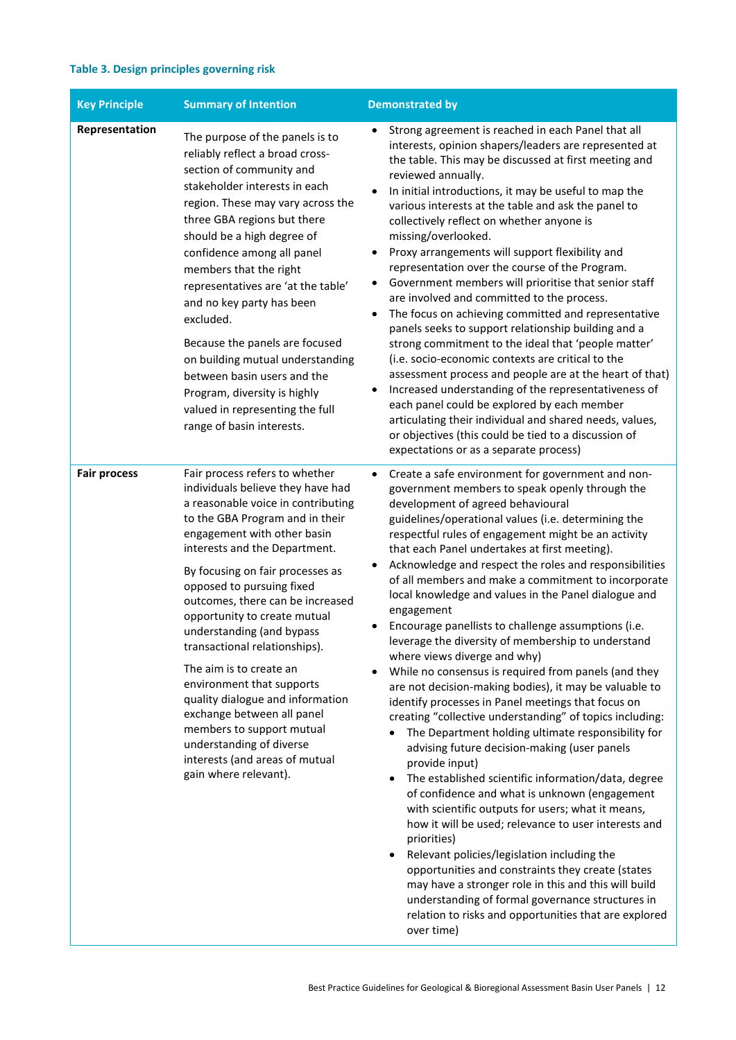**Table 3. Design principles governing risk**

| Key Principle | Summary of Intention | Demonstrated by |
| --- | --- | --- |
| **Representation** | The purpose of the panels is to reliably reflect a broad cross-section of community and stakeholder interests in each region. These may vary across the three GBA regions but there should be a high degree of confidence among all panel members that the right representatives are 'at the table' and no key party has been excluded.<br><br>Because the panels are focused on building mutual understanding between basin users and the Program, diversity is highly valued in representing the full range of basin interests. | • Strong agreement is reached in each Panel that all interests, opinion shapers/leaders are represented at the table. This may be discussed at first meeting and reviewed annually.<br>• In initial introductions, it may be useful to map the various interests at the table and ask the panel to collectively reflect on whether anyone is missing/overlooked.<br>• Proxy arrangements will support flexibility and representation over the course of the Program.<br>• Government members will prioritise that senior staff are involved and committed to the process.<br>• The focus on achieving committed and representative panels seeks to support relationship building and a strong commitment to the ideal that 'people matter' (i.e. socio-economic contexts are critical to the assessment process and people are at the heart of that)<br>• Increased understanding of the representativeness of each panel could be explored by each member articulating their individual and shared needs, values, or objectives (this could be tied to a discussion of expectations or as a separate process) |
| **Fair process** | Fair process refers to whether individuals believe they have had a reasonable voice in contributing to the GBA Program and in their engagement with other basin interests and the Department.<br><br>By focusing on fair processes as opposed to pursuing fixed outcomes, there can be increased opportunity to create mutual understanding (and bypass transactional relationships).<br><br>The aim is to create an environment that supports quality dialogue and information exchange between all panel members to support mutual understanding of diverse interests (and areas of mutual gain where relevant). | • Create a safe environment for government and non-government members to speak openly through the development of agreed behavioural guidelines/operational values (i.e. determining the respectful rules of engagement might be an activity that each Panel undertakes at first meeting).<br>• Acknowledge and respect the roles and responsibilities of all members and make a commitment to incorporate local knowledge and values in the Panel dialogue and engagement<br>• Encourage panellists to challenge assumptions (i.e. leverage the diversity of membership to understand where views diverge and why)<br>• While no consensus is required from panels (and they are not decision-making bodies), it may be valuable to identify processes in Panel meetings that focus on creating "collective understanding" of topics including:<br>&nbsp;&nbsp;&nbsp;&nbsp;• The Department holding ultimate responsibility for advising future decision-making (user panels provide input)<br>&nbsp;&nbsp;&nbsp;&nbsp;• The established scientific information/data, degree of confidence and what is unknown (engagement with scientific outputs for users; what it means, how it will be used; relevance to user interests and priorities)<br>&nbsp;&nbsp;&nbsp;&nbsp;• Relevant policies/legislation including the opportunities and constraints they create (states may have a stronger role in this and this will build understanding of formal governance structures in relation to risks and opportunities that are explored over time) |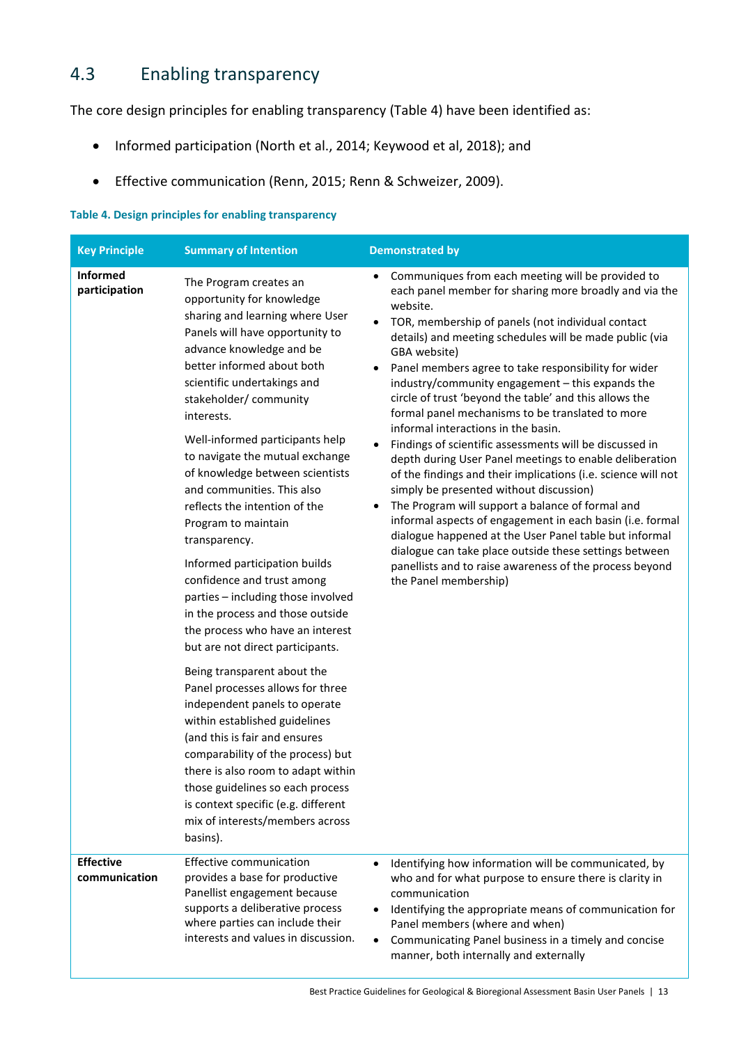## 4.3 Enabling transparency

The core design principles for enabling transparency (Table 4) have been identified as:

- Informed participation (North et al., 2014; Keywood et al, 2018); and
- Effective communication (Renn, 2015; Renn & Schweizer, 2009).

**Table 4. Design principles for enabling transparency**

| Key Principle | Summary of Intention | Demonstrated by |
|---|---|---|
| **Informed participation** | The Program creates an opportunity for knowledge sharing and learning where User Panels will have opportunity to advance knowledge and be better informed about both scientific undertakings and stakeholder/ community interests.<br><br>Well-informed participants help to navigate the mutual exchange of knowledge between scientists and communities. This also reflects the intention of the Program to maintain transparency.<br><br>Informed participation builds confidence and trust among parties – including those involved in the process and those outside the process who have an interest but are not direct participants.<br><br>Being transparent about the Panel processes allows for three independent panels to operate within established guidelines (and this is fair and ensures comparability of the process) but there is also room to adapt within those guidelines so each process is context specific (e.g. different mix of interests/members across basins). | • Communiques from each meeting will be provided to each panel member for sharing more broadly and via the website.<br>• TOR, membership of panels (not individual contact details) and meeting schedules will be made public (via GBA website)<br>• Panel members agree to take responsibility for wider industry/community engagement – this expands the circle of trust 'beyond the table' and this allows the formal panel mechanisms to be translated to more informal interactions in the basin.<br>• Findings of scientific assessments will be discussed in depth during User Panel meetings to enable deliberation of the findings and their implications (i.e. science will not simply be presented without discussion)<br>• The Program will support a balance of formal and informal aspects of engagement in each basin (i.e. formal dialogue happened at the User Panel table but informal dialogue can take place outside these settings between panellists and to raise awareness of the process beyond the Panel membership) |
| **Effective communication** | Effective communication provides a base for productive Panellist engagement because supports a deliberative process where parties can include their interests and values in discussion. | • Identifying how information will be communicated, by who and for what purpose to ensure there is clarity in communication<br>• Identifying the appropriate means of communication for Panel members (where and when)<br>• Communicating Panel business in a timely and concise manner, both internally and externally |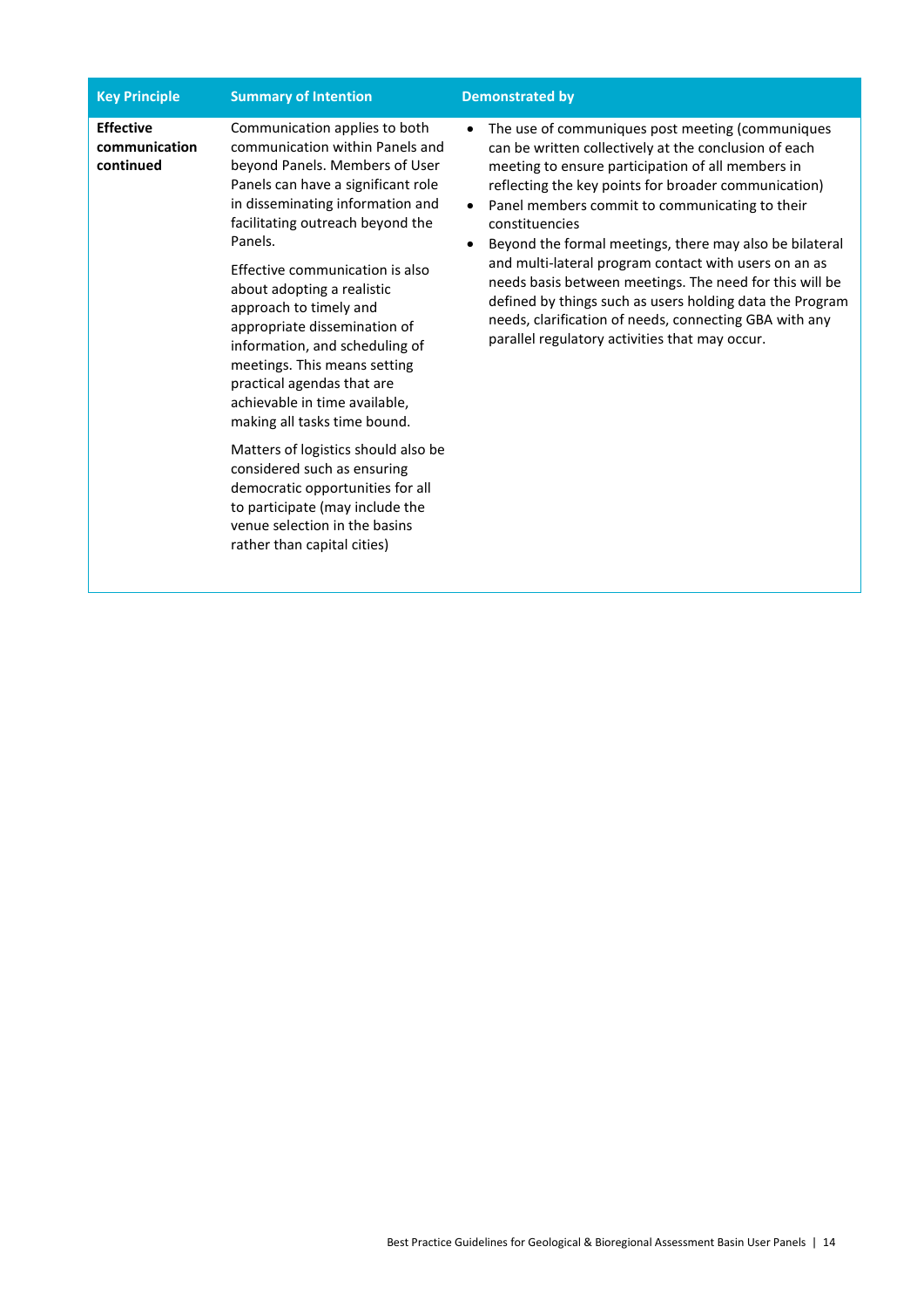| Key Principle | Summary of Intention | Demonstrated by |
|---|---|---|
| **Effective communication continued** | Communication applies to both communication within Panels and beyond Panels. Members of User Panels can have a significant role in disseminating information and facilitating outreach beyond the Panels.<br><br>Effective communication is also about adopting a realistic approach to timely and appropriate dissemination of information, and scheduling of meetings. This means setting practical agendas that are achievable in time available, making all tasks time bound.<br><br>Matters of logistics should also be considered such as ensuring democratic opportunities for all to participate (may include the venue selection in the basins rather than capital cities) | • The use of communiques post meeting (communiques can be written collectively at the conclusion of each meeting to ensure participation of all members in reflecting the key points for broader communication)<br>• Panel members commit to communicating to their constituencies<br>• Beyond the formal meetings, there may also be bilateral and multi-lateral program contact with users on an as needs basis between meetings. The need for this will be defined by things such as users holding data the Program needs, clarification of needs, connecting GBA with any parallel regulatory activities that may occur. |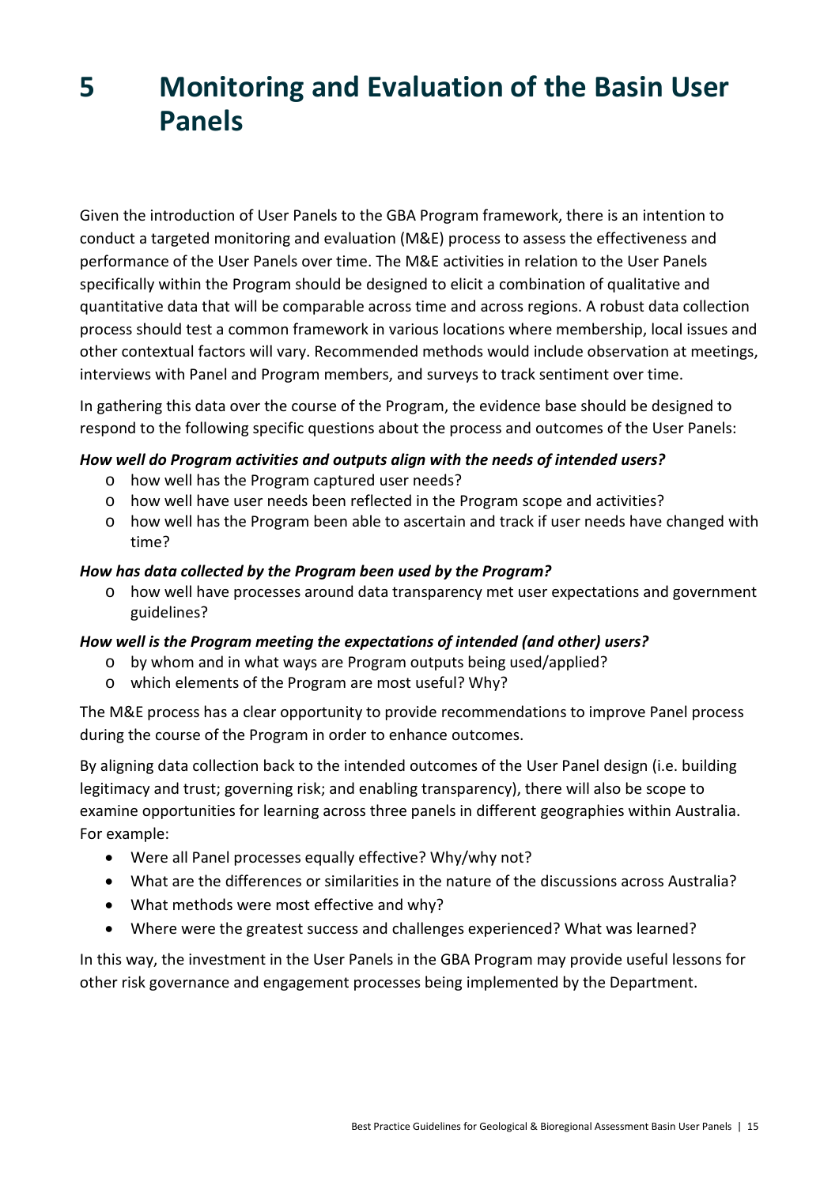# 5 Monitoring and Evaluation of the Basin User Panels

Given the introduction of User Panels to the GBA Program framework, there is an intention to conduct a targeted monitoring and evaluation (M&E) process to assess the effectiveness and performance of the User Panels over time. The M&E activities in relation to the User Panels specifically within the Program should be designed to elicit a combination of qualitative and quantitative data that will be comparable across time and across regions. A robust data collection process should test a common framework in various locations where membership, local issues and other contextual factors will vary. Recommended methods would include observation at meetings, interviews with Panel and Program members, and surveys to track sentiment over time.

In gathering this data over the course of the Program, the evidence base should be designed to respond to the following specific questions about the process and outcomes of the User Panels:

***How well do Program activities and outputs align with the needs of intended users?***

- how well has the Program captured user needs?
- how well have user needs been reflected in the Program scope and activities?
- how well has the Program been able to ascertain and track if user needs have changed with time?

***How has data collected by the Program been used by the Program?***

- how well have processes around data transparency met user expectations and government guidelines?

***How well is the Program meeting the expectations of intended (and other) users?***

- by whom and in what ways are Program outputs being used/applied?
- which elements of the Program are most useful? Why?

The M&E process has a clear opportunity to provide recommendations to improve Panel process during the course of the Program in order to enhance outcomes.

By aligning data collection back to the intended outcomes of the User Panel design (i.e. building legitimacy and trust; governing risk; and enabling transparency), there will also be scope to examine opportunities for learning across three panels in different geographies within Australia. For example:

- Were all Panel processes equally effective? Why/why not?
- What are the differences or similarities in the nature of the discussions across Australia?
- What methods were most effective and why?
- Where were the greatest success and challenges experienced? What was learned?

In this way, the investment in the User Panels in the GBA Program may provide useful lessons for other risk governance and engagement processes being implemented by the Department.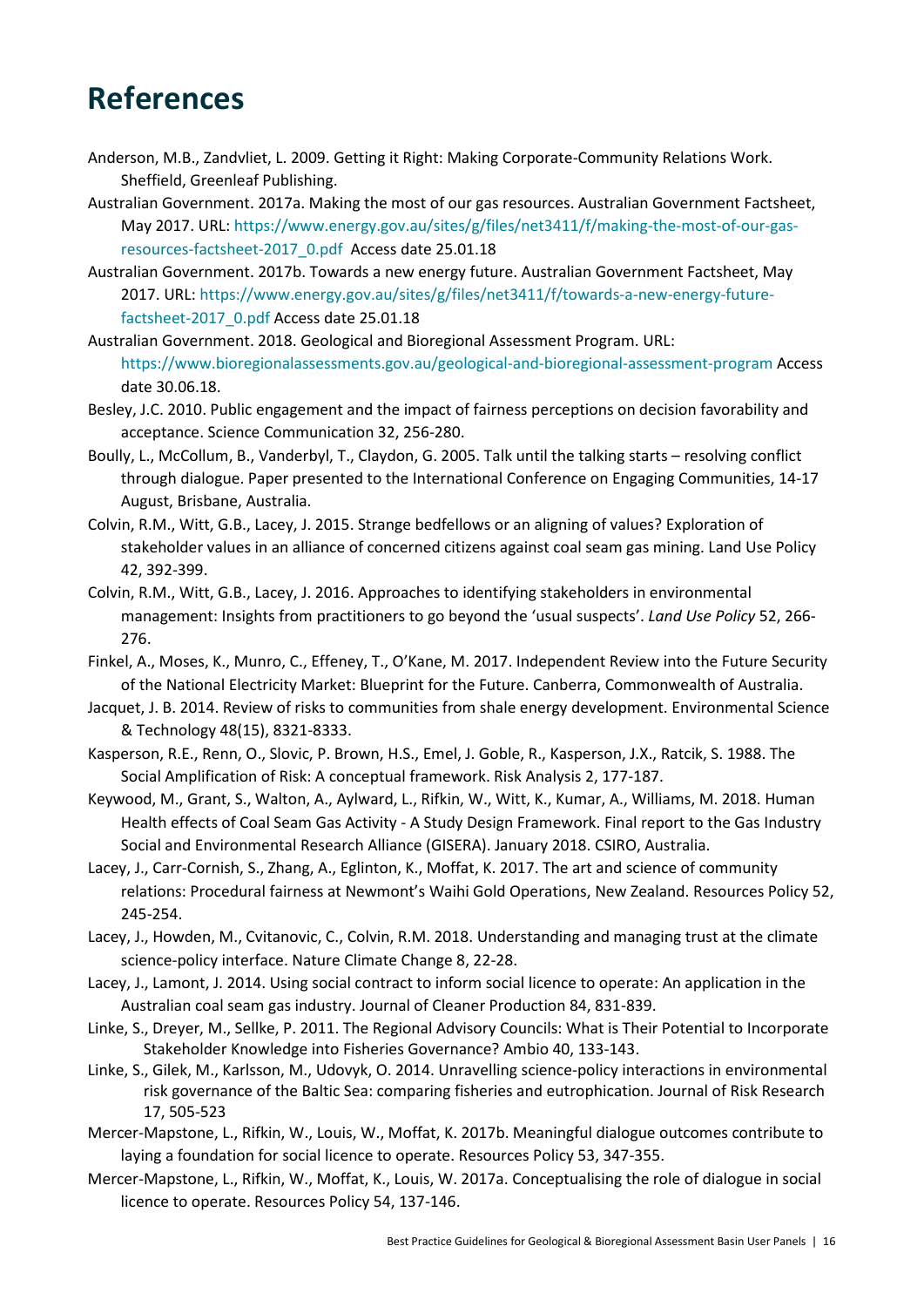# References

Anderson, M.B., Zandvliet, L. 2009. Getting it Right: Making Corporate-Community Relations Work. Sheffield, Greenleaf Publishing.

Australian Government. 2017a. Making the most of our gas resources. Australian Government Factsheet, May 2017. URL: https://www.energy.gov.au/sites/g/files/net3411/f/making-the-most-of-our-gas-resources-factsheet-2017_0.pdf Access date 25.01.18

Australian Government. 2017b. Towards a new energy future. Australian Government Factsheet, May 2017. URL: https://www.energy.gov.au/sites/g/files/net3411/f/towards-a-new-energy-future-factsheet-2017_0.pdf Access date 25.01.18

Australian Government. 2018. Geological and Bioregional Assessment Program. URL: https://www.bioregionalassessments.gov.au/geological-and-bioregional-assessment-program Access date 30.06.18.

Besley, J.C. 2010. Public engagement and the impact of fairness perceptions on decision favorability and acceptance. Science Communication 32, 256-280.

Boully, L., McCollum, B., Vanderbyl, T., Claydon, G. 2005. Talk until the talking starts – resolving conflict through dialogue. Paper presented to the International Conference on Engaging Communities, 14-17 August, Brisbane, Australia.

Colvin, R.M., Witt, G.B., Lacey, J. 2015. Strange bedfellows or an aligning of values? Exploration of stakeholder values in an alliance of concerned citizens against coal seam gas mining. Land Use Policy 42, 392-399.

Colvin, R.M., Witt, G.B., Lacey, J. 2016. Approaches to identifying stakeholders in environmental management: Insights from practitioners to go beyond the 'usual suspects'. *Land Use Policy* 52, 266-276.

Finkel, A., Moses, K., Munro, C., Effeney, T., O'Kane, M. 2017. Independent Review into the Future Security of the National Electricity Market: Blueprint for the Future. Canberra, Commonwealth of Australia.

Jacquet, J. B. 2014. Review of risks to communities from shale energy development. Environmental Science & Technology 48(15), 8321-8333.

Kasperson, R.E., Renn, O., Slovic, P. Brown, H.S., Emel, J. Goble, R., Kasperson, J.X., Ratcik, S. 1988. The Social Amplification of Risk: A conceptual framework. Risk Analysis 2, 177-187.

Keywood, M., Grant, S., Walton, A., Aylward, L., Rifkin, W., Witt, K., Kumar, A., Williams, M. 2018. Human Health effects of Coal Seam Gas Activity - A Study Design Framework. Final report to the Gas Industry Social and Environmental Research Alliance (GISERA). January 2018. CSIRO, Australia.

Lacey, J., Carr-Cornish, S., Zhang, A., Eglinton, K., Moffat, K. 2017. The art and science of community relations: Procedural fairness at Newmont's Waihi Gold Operations, New Zealand. Resources Policy 52, 245-254.

Lacey, J., Howden, M., Cvitanovic, C., Colvin, R.M. 2018. Understanding and managing trust at the climate science-policy interface. Nature Climate Change 8, 22-28.

Lacey, J., Lamont, J. 2014. Using social contract to inform social licence to operate: An application in the Australian coal seam gas industry. Journal of Cleaner Production 84, 831-839.

Linke, S., Dreyer, M., Sellke, P. 2011. The Regional Advisory Councils: What is Their Potential to Incorporate Stakeholder Knowledge into Fisheries Governance? Ambio 40, 133-143.

Linke, S., Gilek, M., Karlsson, M., Udovyk, O. 2014. Unravelling science-policy interactions in environmental risk governance of the Baltic Sea: comparing fisheries and eutrophication. Journal of Risk Research 17, 505-523

Mercer-Mapstone, L., Rifkin, W., Louis, W., Moffat, K. 2017b. Meaningful dialogue outcomes contribute to laying a foundation for social licence to operate. Resources Policy 53, 347-355.

Mercer-Mapstone, L., Rifkin, W., Moffat, K., Louis, W. 2017a. Conceptualising the role of dialogue in social licence to operate. Resources Policy 54, 137-146.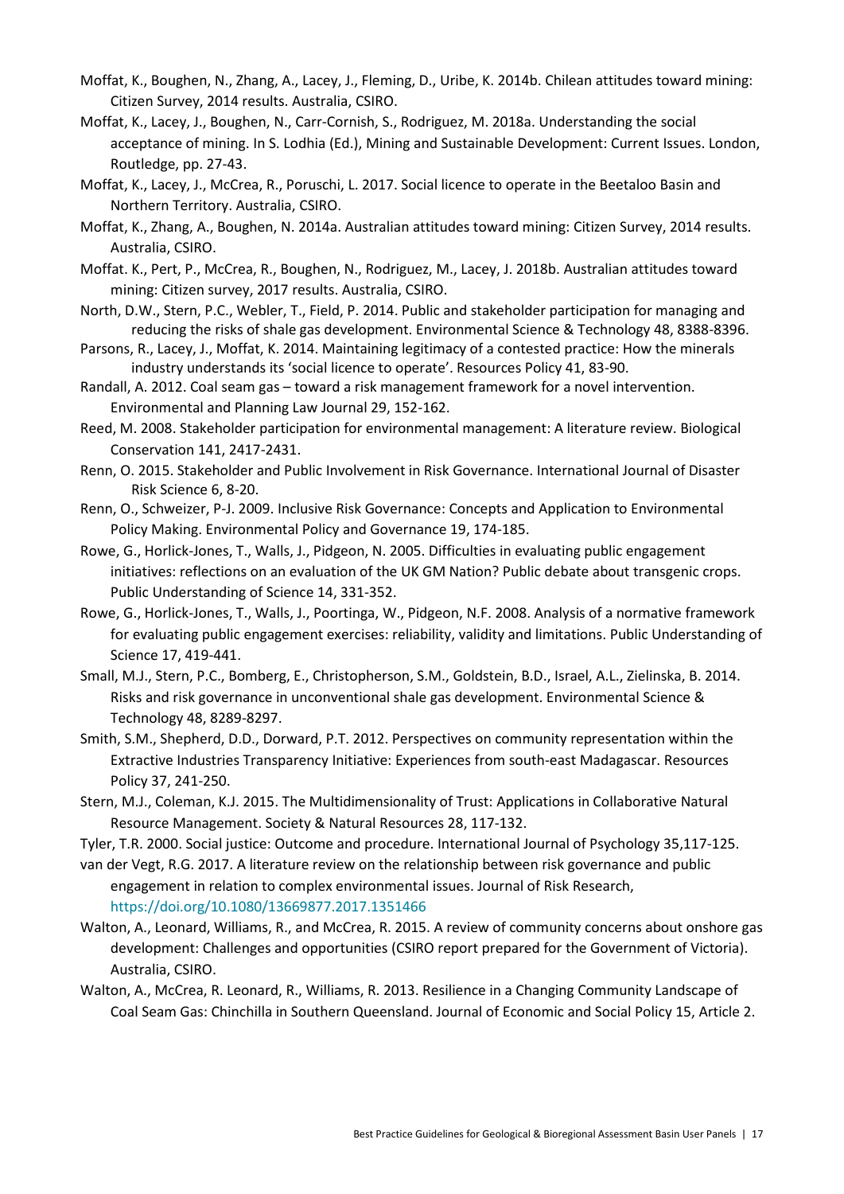Moffat, K., Boughen, N., Zhang, A., Lacey, J., Fleming, D., Uribe, K. 2014b. Chilean attitudes toward mining: Citizen Survey, 2014 results. Australia, CSIRO.

Moffat, K., Lacey, J., Boughen, N., Carr-Cornish, S., Rodriguez, M. 2018a. Understanding the social acceptance of mining. In S. Lodhia (Ed.), Mining and Sustainable Development: Current Issues. London, Routledge, pp. 27-43.

Moffat, K., Lacey, J., McCrea, R., Poruschi, L. 2017. Social licence to operate in the Beetaloo Basin and Northern Territory. Australia, CSIRO.

Moffat, K., Zhang, A., Boughen, N. 2014a. Australian attitudes toward mining: Citizen Survey, 2014 results. Australia, CSIRO.

Moffat. K., Pert, P., McCrea, R., Boughen, N., Rodriguez, M., Lacey, J. 2018b. Australian attitudes toward mining: Citizen survey, 2017 results. Australia, CSIRO.

North, D.W., Stern, P.C., Webler, T., Field, P. 2014. Public and stakeholder participation for managing and reducing the risks of shale gas development. Environmental Science & Technology 48, 8388-8396.

Parsons, R., Lacey, J., Moffat, K. 2014. Maintaining legitimacy of a contested practice: How the minerals industry understands its 'social licence to operate'. Resources Policy 41, 83-90.

Randall, A. 2012. Coal seam gas – toward a risk management framework for a novel intervention. Environmental and Planning Law Journal 29, 152-162.

Reed, M. 2008. Stakeholder participation for environmental management: A literature review. Biological Conservation 141, 2417-2431.

Renn, O. 2015. Stakeholder and Public Involvement in Risk Governance. International Journal of Disaster Risk Science 6, 8-20.

Renn, O., Schweizer, P-J. 2009. Inclusive Risk Governance: Concepts and Application to Environmental Policy Making. Environmental Policy and Governance 19, 174-185.

Rowe, G., Horlick-Jones, T., Walls, J., Pidgeon, N. 2005. Difficulties in evaluating public engagement initiatives: reflections on an evaluation of the UK GM Nation? Public debate about transgenic crops. Public Understanding of Science 14, 331-352.

Rowe, G., Horlick-Jones, T., Walls, J., Poortinga, W., Pidgeon, N.F. 2008. Analysis of a normative framework for evaluating public engagement exercises: reliability, validity and limitations. Public Understanding of Science 17, 419-441.

Small, M.J., Stern, P.C., Bomberg, E., Christopherson, S.M., Goldstein, B.D., Israel, A.L., Zielinska, B. 2014. Risks and risk governance in unconventional shale gas development. Environmental Science & Technology 48, 8289-8297.

Smith, S.M., Shepherd, D.D., Dorward, P.T. 2012. Perspectives on community representation within the Extractive Industries Transparency Initiative: Experiences from south-east Madagascar. Resources Policy 37, 241-250.

Stern, M.J., Coleman, K.J. 2015. The Multidimensionality of Trust: Applications in Collaborative Natural Resource Management. Society & Natural Resources 28, 117-132.

Tyler, T.R. 2000. Social justice: Outcome and procedure. International Journal of Psychology 35,117-125.

van der Vegt, R.G. 2017. A literature review on the relationship between risk governance and public engagement in relation to complex environmental issues. Journal of Risk Research, https://doi.org/10.1080/13669877.2017.1351466

Walton, A., Leonard, Williams, R., and McCrea, R. 2015. A review of community concerns about onshore gas development: Challenges and opportunities (CSIRO report prepared for the Government of Victoria). Australia, CSIRO.

Walton, A., McCrea, R. Leonard, R., Williams, R. 2013. Resilience in a Changing Community Landscape of Coal Seam Gas: Chinchilla in Southern Queensland. Journal of Economic and Social Policy 15, Article 2.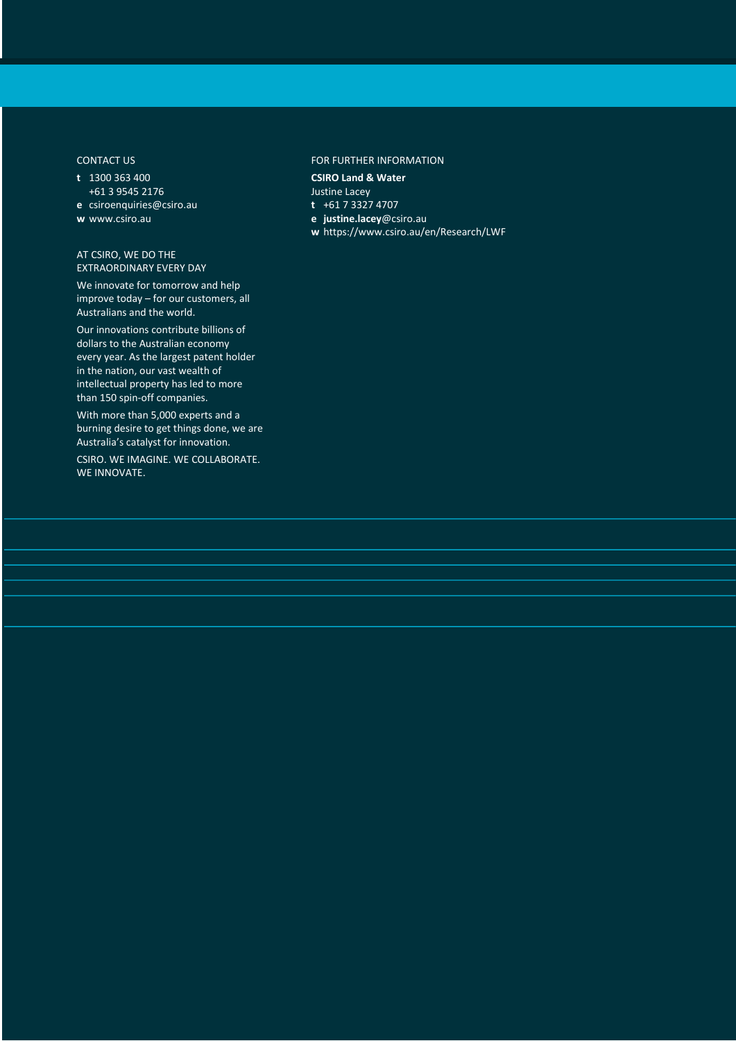CONTACT US

**t** 1300 363 400
+61 3 9545 2176
**e** csiroenquiries@csiro.au
**w** www.csiro.au

AT CSIRO, WE DO THE EXTRAORDINARY EVERY DAY

We innovate for tomorrow and help improve today – for our customers, all Australians and the world.

Our innovations contribute billions of dollars to the Australian economy every year. As the largest patent holder in the nation, our vast wealth of intellectual property has led to more than 150 spin-off companies.

With more than 5,000 experts and a burning desire to get things done, we are Australia's catalyst for innovation.

CSIRO. WE IMAGINE. WE COLLABORATE. WE INNOVATE.

FOR FURTHER INFORMATION

**CSIRO Land & Water**
Justine Lacey
**t** +61 7 3327 4707
**e** **justine.lacey**@csiro.au
**w** https://www.csiro.au/en/Research/LWF